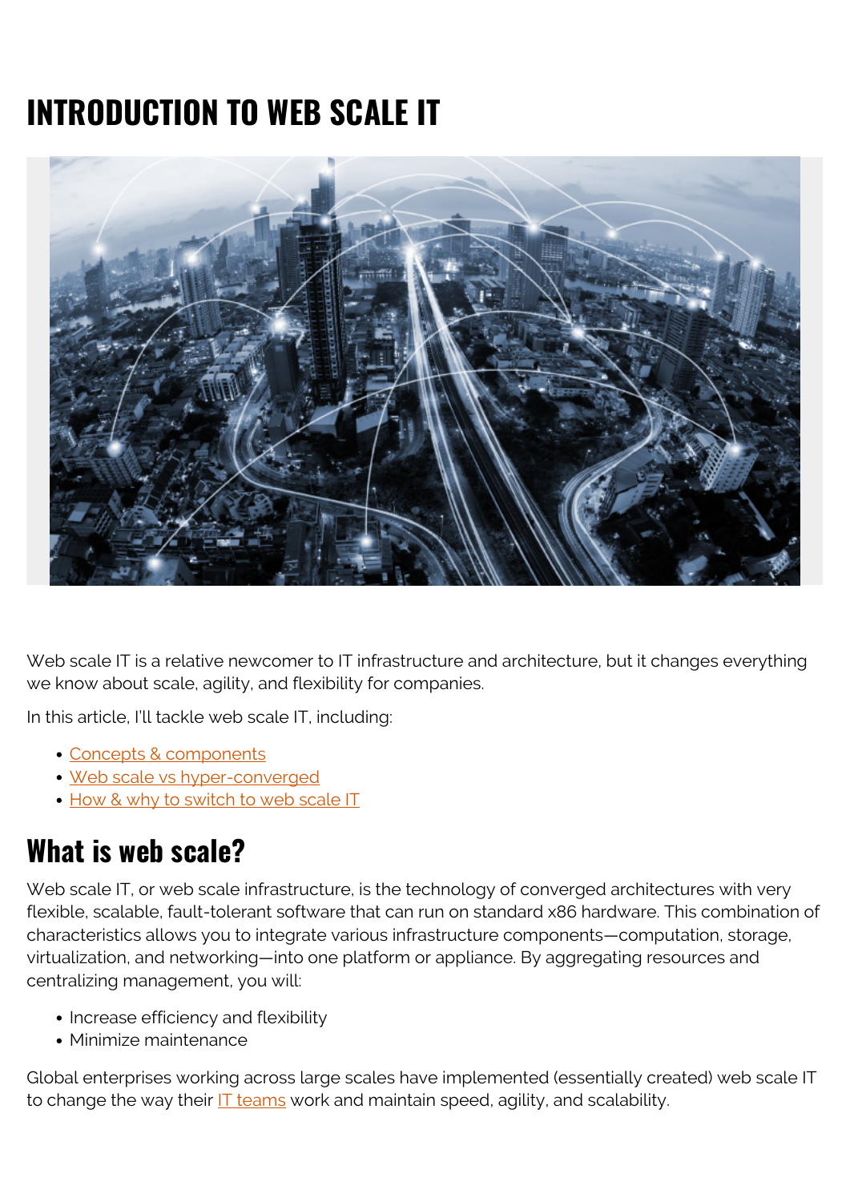# INTRODUCTION TO WEB SCALE IT

Web scale IT is a relative newcomer to IT infrastructure and architecture, but it changes everything we know about scale, agility, and flexibility for companies.

In this article, I'll tackle web scale IT, including:

- Concepts & components
- Web scale vs hyper-converged
- How & why to switch to web scale IT

## What is web scale?

Web scale IT, or web scale infrastructure, is the technology of converged architectures with very flexible, scalable, fault-tolerant software that can run on standard x86 hardware. This combination of characteristics allows you to integrate various infrastructure components—computation, storage, virtualization, and networking—into one platform or appliance. By aggregating resources and centralizing management, you will:

- Increase efficiency and flexibility
- Minimize maintenance

Global enterprises working across large scales have implemented (essentially created) web scale IT to change the way their IT teams work and maintain speed, agility, and scalability.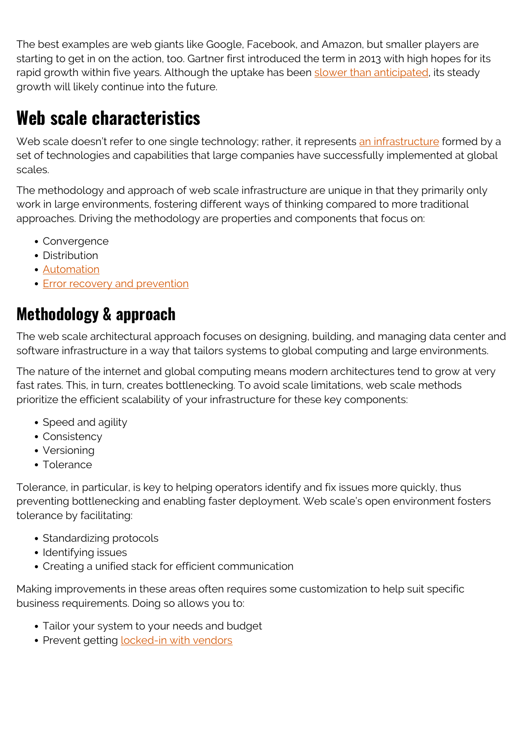The best examples are web giants like Google, Facebook, and Amazon, but smaller players are starting to get in on the action, too. Gartner first introduced the term in 2013 with high hopes for its rapid growth within five years. Although the uptake has been slower than anticipated, its steady growth will likely continue into the future.

## Web scale characteristics

Web scale doesn't refer to one single technology; rather, it represents an infrastructure formed by a set of technologies and capabilities that large companies have successfully implemented at global scales.

The methodology and approach of web scale infrastructure are unique in that they primarily only work in large environments, fostering different ways of thinking compared to more traditional approaches. Driving the methodology are properties and components that focus on:

- Convergence
- Distribution
- Automation
- Error recovery and prevention

## Methodology & approach

The web scale architectural approach focuses on designing, building, and managing data center and software infrastructure in a way that tailors systems to global computing and large environments.

The nature of the internet and global computing means modern architectures tend to grow at very fast rates. This, in turn, creates bottlenecking. To avoid scale limitations, web scale methods prioritize the efficient scalability of your infrastructure for these key components:

- Speed and agility
- Consistency
- Versioning
- Tolerance

Tolerance, in particular, is key to helping operators identify and fix issues more quickly, thus preventing bottlenecking and enabling faster deployment. Web scale's open environment fosters tolerance by facilitating:

- Standardizing protocols
- Identifying issues
- Creating a unified stack for efficient communication

Making improvements in these areas often requires some customization to help suit specific business requirements. Doing so allows you to:

- Tailor your system to your needs and budget
- Prevent getting locked-in with vendors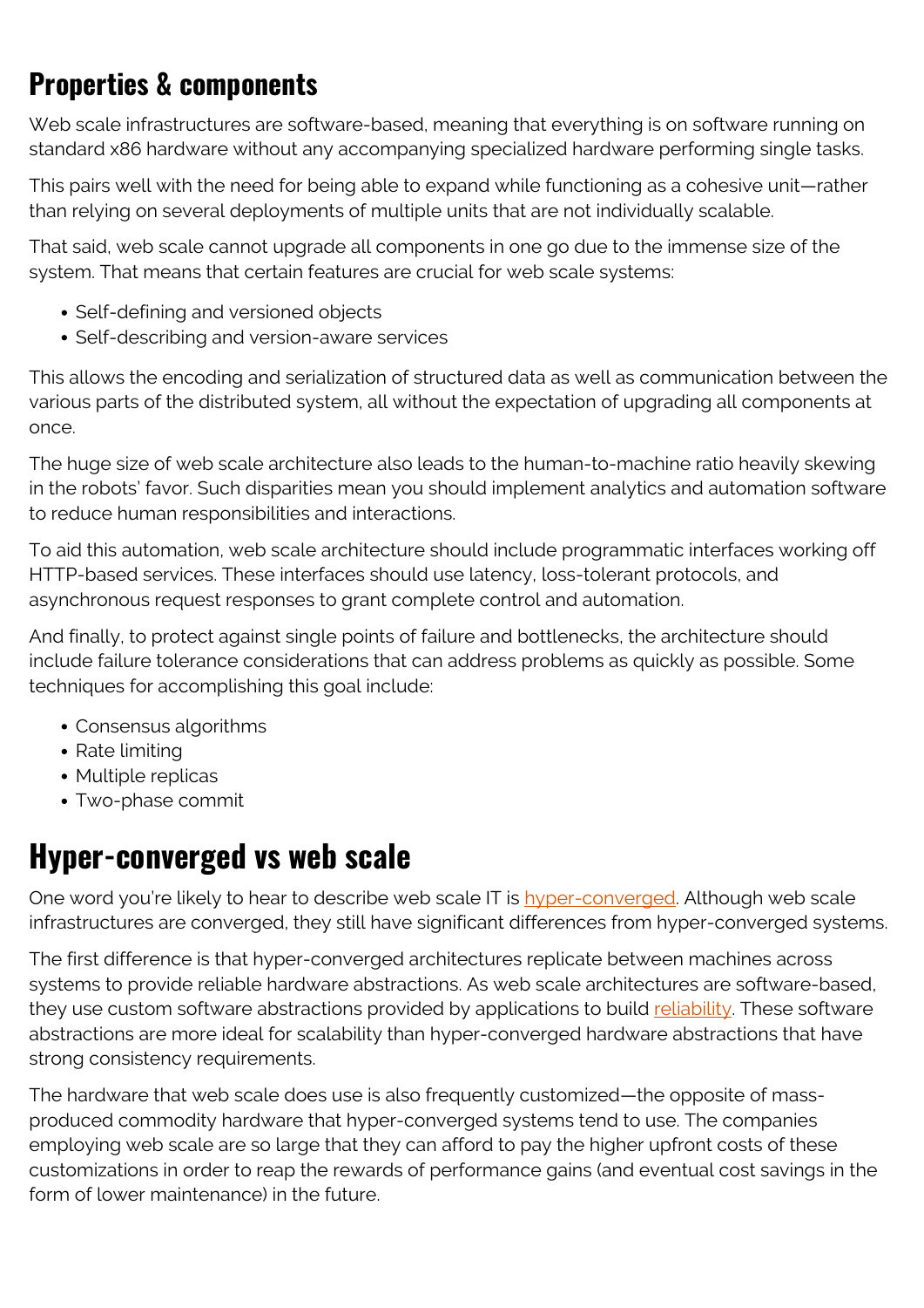## Properties & components

Web scale infrastructures are software-based, meaning that everything is on software running on standard x86 hardware without any accompanying specialized hardware performing single tasks.

This pairs well with the need for being able to expand while functioning as a cohesive unit—rather than relying on several deployments of multiple units that are not individually scalable.

That said, web scale cannot upgrade all components in one go due to the immense size of the system. That means that certain features are crucial for web scale systems:

- Self-defining and versioned objects
- Self-describing and version-aware services

This allows the encoding and serialization of structured data as well as communication between the various parts of the distributed system, all without the expectation of upgrading all components at once.

The huge size of web scale architecture also leads to the human-to-machine ratio heavily skewing in the robots' favor. Such disparities mean you should implement analytics and automation software to reduce human responsibilities and interactions.

To aid this automation, web scale architecture should include programmatic interfaces working off HTTP-based services. These interfaces should use latency, loss-tolerant protocols, and asynchronous request responses to grant complete control and automation.

And finally, to protect against single points of failure and bottlenecks, the architecture should include failure tolerance considerations that can address problems as quickly as possible. Some techniques for accomplishing this goal include:

- Consensus algorithms
- Rate limiting
- Multiple replicas
- Two-phase commit

## Hyper-converged vs web scale

One word you're likely to hear to describe web scale IT is hyper-converged. Although web scale infrastructures are converged, they still have significant differences from hyper-converged systems.

The first difference is that hyper-converged architectures replicate between machines across systems to provide reliable hardware abstractions. As web scale architectures are software-based, they use custom software abstractions provided by applications to build reliability. These software abstractions are more ideal for scalability than hyper-converged hardware abstractions that have strong consistency requirements.

The hardware that web scale does use is also frequently customized—the opposite of mass-produced commodity hardware that hyper-converged systems tend to use. The companies employing web scale are so large that they can afford to pay the higher upfront costs of these customizations in order to reap the rewards of performance gains (and eventual cost savings in the form of lower maintenance) in the future.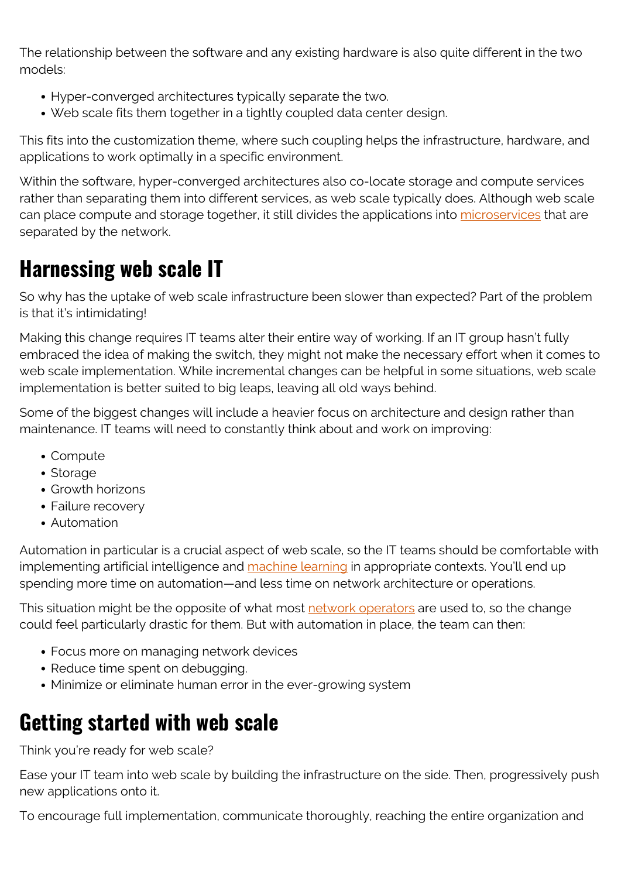The relationship between the software and any existing hardware is also quite different in the two models:

- Hyper-converged architectures typically separate the two.
- Web scale fits them together in a tightly coupled data center design.

This fits into the customization theme, where such coupling helps the infrastructure, hardware, and applications to work optimally in a specific environment.

Within the software, hyper-converged architectures also co-locate storage and compute services rather than separating them into different services, as web scale typically does. Although web scale can place compute and storage together, it still divides the applications into microservices that are separated by the network.

## Harnessing web scale IT

So why has the uptake of web scale infrastructure been slower than expected? Part of the problem is that it's intimidating!

Making this change requires IT teams alter their entire way of working. If an IT group hasn't fully embraced the idea of making the switch, they might not make the necessary effort when it comes to web scale implementation. While incremental changes can be helpful in some situations, web scale implementation is better suited to big leaps, leaving all old ways behind.

Some of the biggest changes will include a heavier focus on architecture and design rather than maintenance. IT teams will need to constantly think about and work on improving:

- Compute
- Storage
- Growth horizons
- Failure recovery
- Automation

Automation in particular is a crucial aspect of web scale, so the IT teams should be comfortable with implementing artificial intelligence and machine learning in appropriate contexts. You'll end up spending more time on automation—and less time on network architecture or operations.

This situation might be the opposite of what most network operators are used to, so the change could feel particularly drastic for them. But with automation in place, the team can then:

- Focus more on managing network devices
- Reduce time spent on debugging.
- Minimize or eliminate human error in the ever-growing system

## Getting started with web scale

Think you're ready for web scale?

Ease your IT team into web scale by building the infrastructure on the side. Then, progressively push new applications onto it.

To encourage full implementation, communicate thoroughly, reaching the entire organization and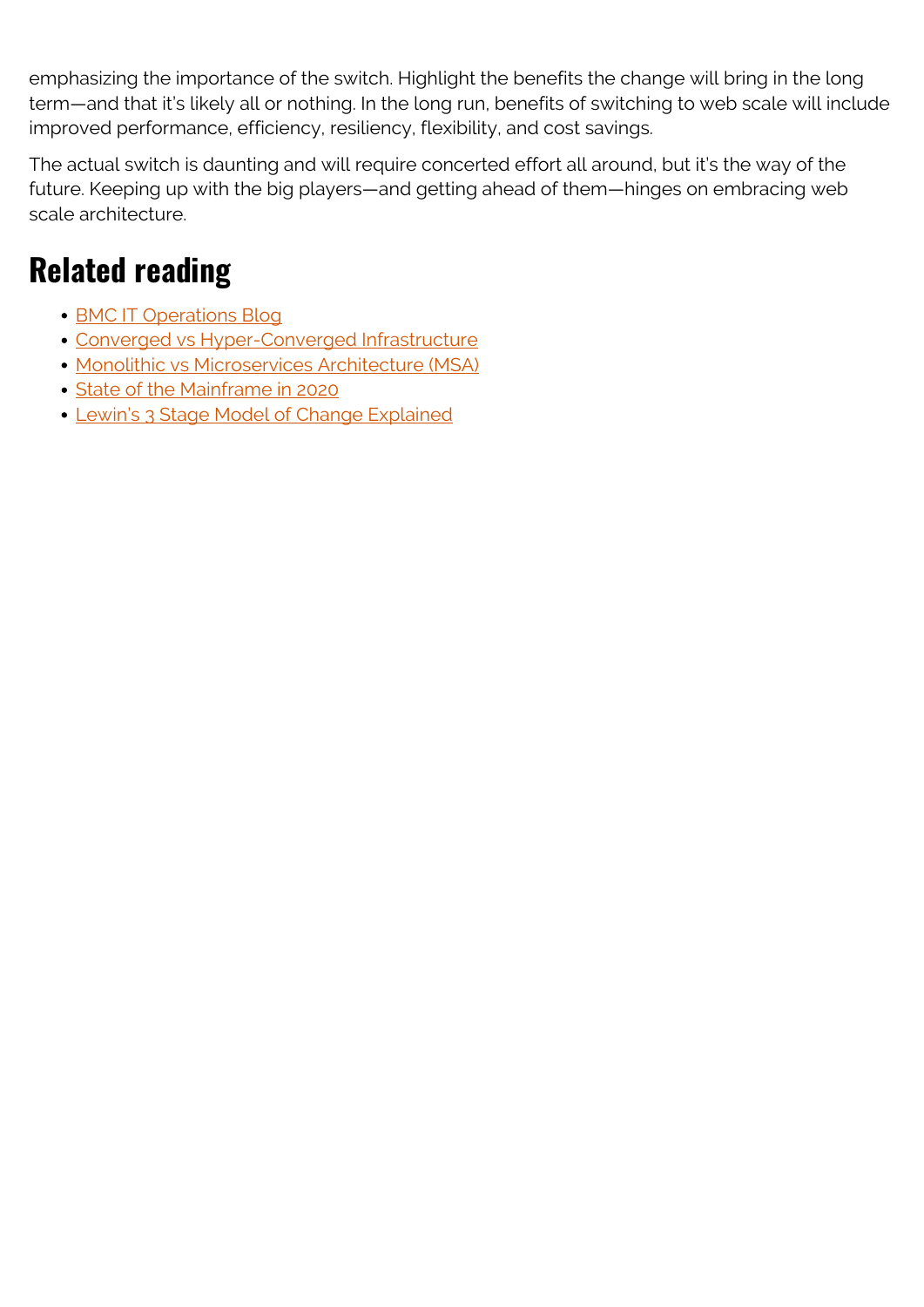emphasizing the importance of the switch. Highlight the benefits the change will bring in the long term—and that it's likely all or nothing. In the long run, benefits of switching to web scale will include improved performance, efficiency, resiliency, flexibility, and cost savings.

The actual switch is daunting and will require concerted effort all around, but it's the way of the future. Keeping up with the big players—and getting ahead of them—hinges on embracing web scale architecture.

## Related reading

- BMC IT Operations Blog
- Converged vs Hyper-Converged Infrastructure
- Monolithic vs Microservices Architecture (MSA)
- State of the Mainframe in 2020
- Lewin's 3 Stage Model of Change Explained